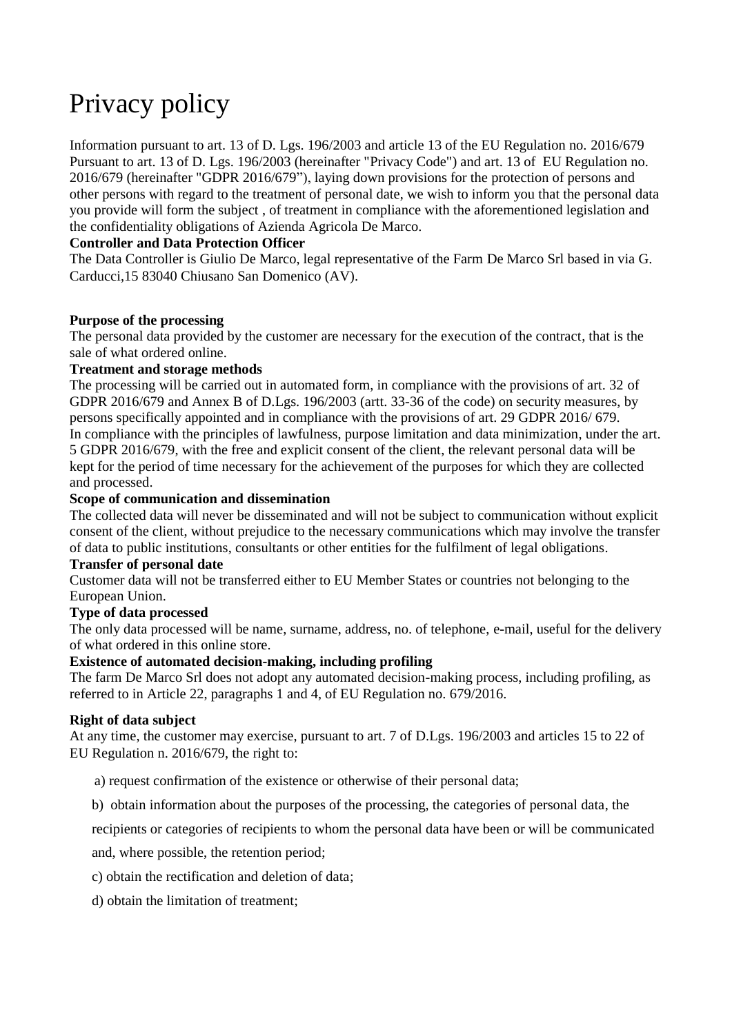# Privacy policy

Information pursuant to art. 13 of D. Lgs. 196/2003 and article 13 of the EU Regulation no. 2016/679 Pursuant to art. 13 of D. Lgs. 196/2003 (hereinafter "Privacy Code") and art. 13 of EU Regulation no. 2016/679 (hereinafter "GDPR 2016/679"), laying down provisions for the protection of persons and other persons with regard to the treatment of personal date, we wish to inform you that the personal data you provide will form the subject , of treatment in compliance with the aforementioned legislation and the confidentiality obligations of Azienda Agricola De Marco.

**Controller and Data Protection Officer**

The Data Controller is Giulio De Marco, legal representative of the Farm De Marco Srl based in via G. Carducci,15 83040 Chiusano San Domenico (AV).

**Purpose of the processing**

The personal data provided by the customer are necessary for the execution of the contract, that is the sale of what ordered online.

**Treatment and storage methods**

The processing will be carried out in automated form, in compliance with the provisions of art. 32 of GDPR 2016/679 and Annex B of D.Lgs. 196/2003 (artt. 33-36 of the code) on security measures, by persons specifically appointed and in compliance with the provisions of art. 29 GDPR 2016/ 679. In compliance with the principles of lawfulness, purpose limitation and data minimization, under the art. 5 GDPR 2016/679, with the free and explicit consent of the client, the relevant personal data will be kept for the period of time necessary for the achievement of the purposes for which they are collected and processed.

**Scope of communication and dissemination**

The collected data will never be disseminated and will not be subject to communication without explicit consent of the client, without prejudice to the necessary communications which may involve the transfer of data to public institutions, consultants or other entities for the fulfilment of legal obligations.

**Transfer of personal date**

Customer data will not be transferred either to EU Member States or countries not belonging to the European Union.

**Type of data processed**

The only data processed will be name, surname, address, no. of telephone, e-mail, useful for the delivery of what ordered in this online store.

**Existence of automated decision-making, including profiling**

The farm De Marco Srl does not adopt any automated decision-making process, including profiling, as referred to in Article 22, paragraphs 1 and 4, of EU Regulation no. 679/2016.

**Right of data subject**

At any time, the customer may exercise, pursuant to art. 7 of D.Lgs. 196/2003 and articles 15 to 22 of EU Regulation n. 2016/679, the right to:

a) request confirmation of the existence or otherwise of their personal data;

b) obtain information about the purposes of the processing, the categories of personal data, the recipients or categories of recipients to whom the personal data have been or will be communicated and, where possible, the retention period;

c) obtain the rectification and deletion of data;

d) obtain the limitation of treatment;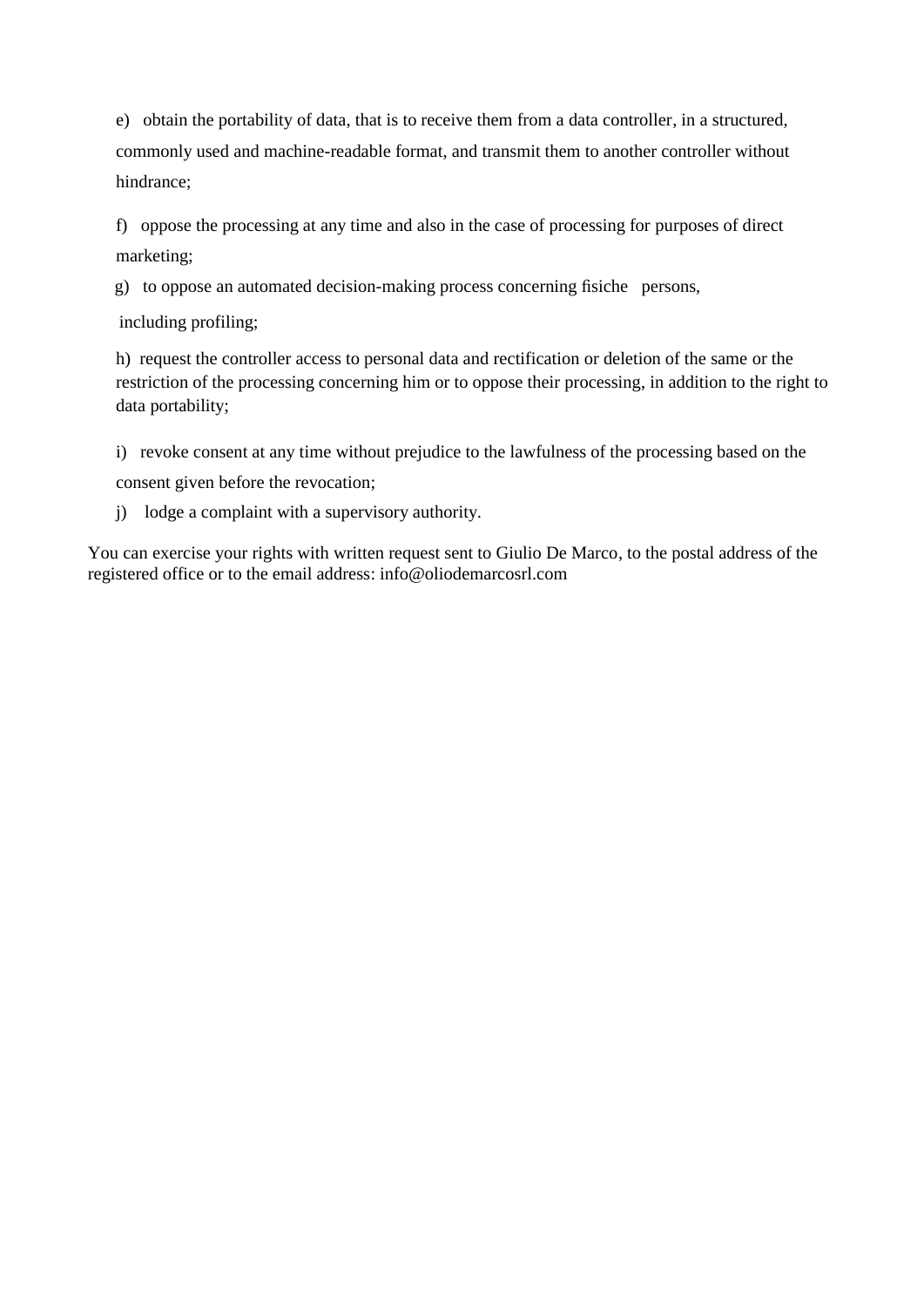e) obtain the portability of data, that is to receive them from a data controller, in a structured, commonly used and machine-readable format, and transmit them to another controller without hindrance;

f) oppose the processing at any time and also in the case of processing for purposes of direct marketing;

g) to oppose an automated decision-making process concerning fisiche persons, including profiling;

h) request the controller access to personal data and rectification or deletion of the same or the restriction of the processing concerning him or to oppose their processing, in addition to the right to data portability;

i) revoke consent at any time without prejudice to the lawfulness of the processing based on the consent given before the revocation;

j) lodge a complaint with a supervisory authority.

You can exercise your rights with written request sent to Giulio De Marco, to the postal address of the registered office or to the email address: info@oliodemarcosrl.com